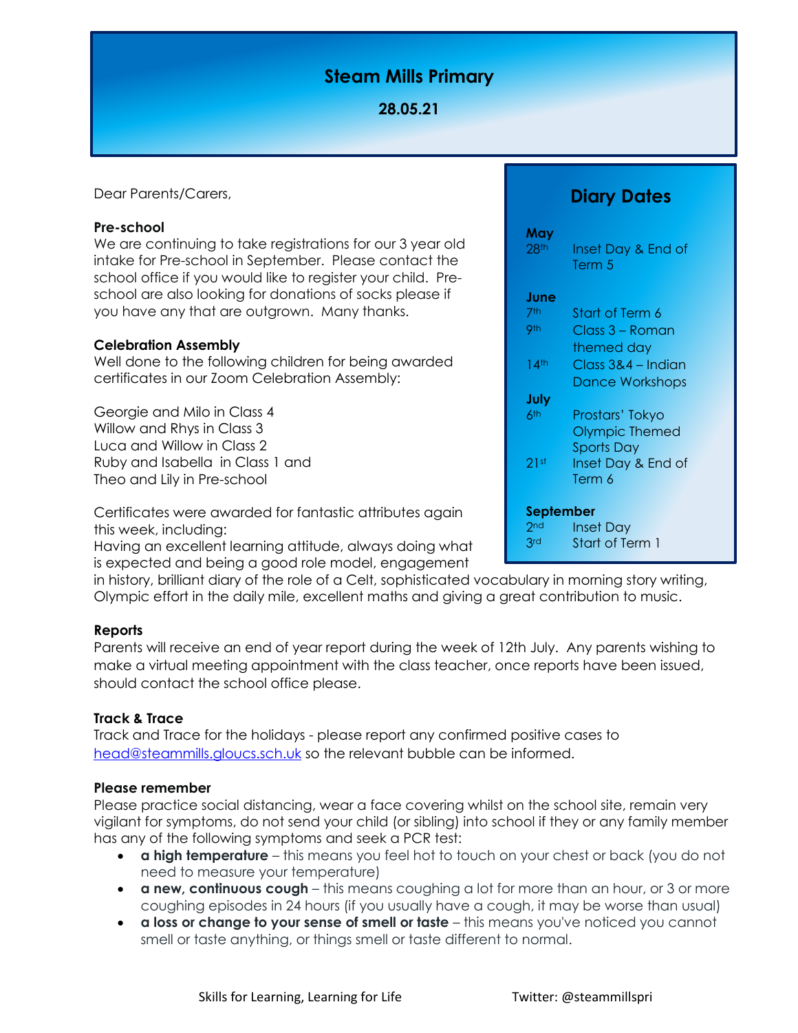# Steam Mills Primary

**28.05.21**

Dear Parents/Carers,

**Pre-school**

We are continuing to take registrations for our 3 year old intake for Pre-school in September. Please contact the school office if you would like to register your child. Pre-school are also looking for donations of socks please if you have any that are outgrown. Many thanks.

**Celebration Assembly**

Well done to the following children for being awarded certificates in our Zoom Celebration Assembly:

Georgie and Milo in Class 4
Willow and Rhys in Class 3
Luca and Willow in Class 2
Ruby and Isabella in Class 1 and
Theo and Lily in Pre-school

Certificates were awarded for fantastic attributes again this week, including:
Having an excellent learning attitude, always doing what is expected and being a good role model, engagement in history, brilliant diary of the role of a Celt, sophisticated vocabulary in morning story writing, Olympic effort in the daily mile, excellent maths and giving a great contribution to music.

**Reports**

Parents will receive an end of year report during the week of 12th July. Any parents wishing to make a virtual meeting appointment with the class teacher, once reports have been issued, should contact the school office please.

**Track & Trace**

Track and Trace for the holidays - please report any confirmed positive cases to [head@steammills.gloucs.sch.uk](mailto:head@steammills.gloucs.sch.uk) so the relevant bubble can be informed.

**Please remember**

Please practice social distancing, wear a face covering whilst on the school site, remain very vigilant for symptoms, do not send your child (or sibling) into school if they or any family member has any of the following symptoms and seek a PCR test:

- **a high temperature** – this means you feel hot to touch on your chest or back (you do not need to measure your temperature)
- **a new, continuous cough** – this means coughing a lot for more than an hour, or 3 or more coughing episodes in 24 hours (if you usually have a cough, it may be worse than usual)
- **a loss or change to your sense of smell or taste** – this means you've noticed you cannot smell or taste anything, or things smell or taste different to normal.

## Diary Dates

**May**

- 28th – Inset Day & End of Term 5

**June**

- 7th – Start of Term 6
- 9th – Class 3 – Roman themed day
- 14th – Class 3&4 – Indian Dance Workshops

**July**

- 6th – Prostars' Tokyo Olympic Themed Sports Day
- 21st – Inset Day & End of Term 6

**September**

- 2nd – Inset Day
- 3rd – Start of Term 1

Skills for Learning, Learning for Life    Twitter: @steammillspri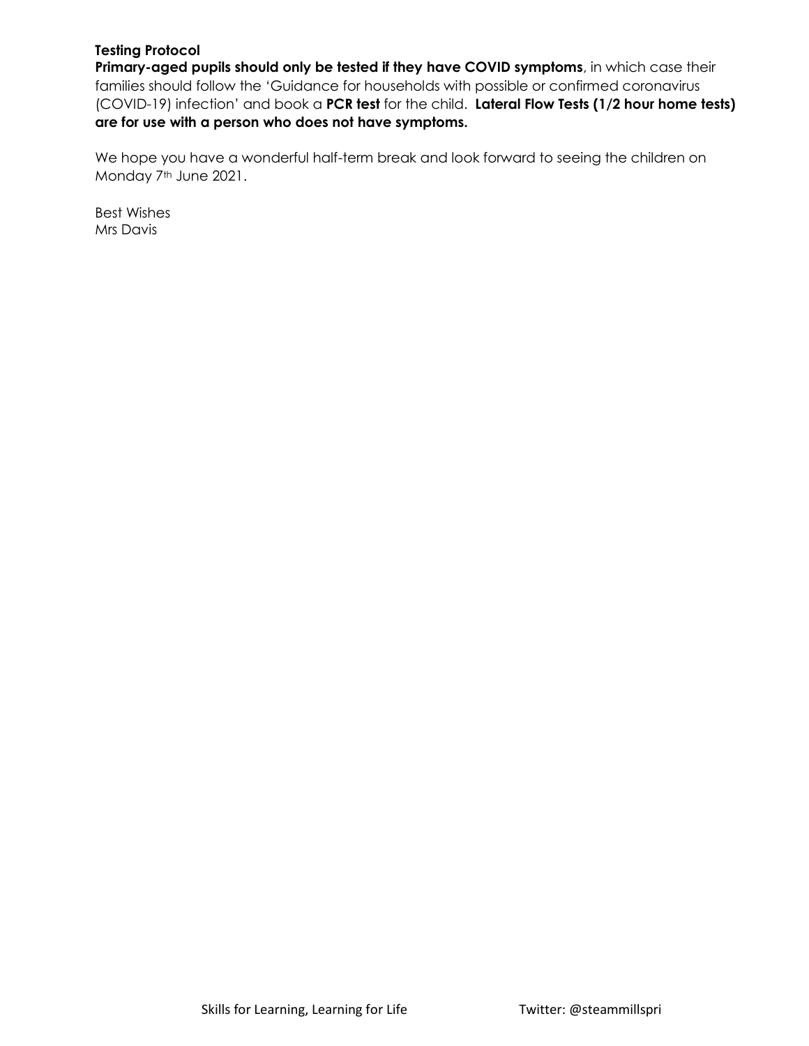**Testing Protocol**

**Primary-aged pupils should only be tested if they have COVID symptoms**, in which case their families should follow the 'Guidance for households with possible or confirmed coronavirus (COVID-19) infection' and book a **PCR test** for the child. **Lateral Flow Tests (1/2 hour home tests) are for use with a person who does not have symptoms.**

We hope you have a wonderful half-term break and look forward to seeing the children on Monday 7th June 2021.

Best Wishes
Mrs Davis